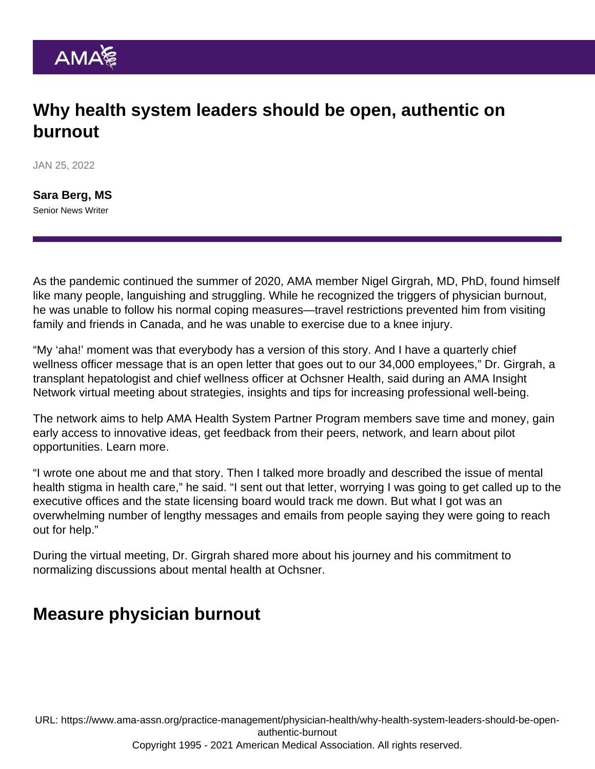# Why health system leaders should be open, authentic on burnout

JAN 25, 2022

**Sara Berg, MS**
Senior News Writer

As the pandemic continued the summer of 2020, AMA member Nigel Girgrah, MD, PhD, found himself like many people, languishing and struggling. While he recognized the triggers of physician burnout, he was unable to follow his normal coping measures—travel restrictions prevented him from visiting family and friends in Canada, and he was unable to exercise due to a knee injury.

"My 'aha!' moment was that everybody has a version of this story. And I have a quarterly chief wellness officer message that is an open letter that goes out to our 34,000 employees," Dr. Girgrah, a transplant hepatologist and chief wellness officer at Ochsner Health, said during an AMA Insight Network virtual meeting about strategies, insights and tips for increasing professional well-being.

The network aims to help AMA Health System Partner Program members save time and money, gain early access to innovative ideas, get feedback from their peers, network, and learn about pilot opportunities. Learn more.

"I wrote one about me and that story. Then I talked more broadly and described the issue of mental health stigma in health care," he said. "I sent out that letter, worrying I was going to get called up to the executive offices and the state licensing board would track me down. But what I got was an overwhelming number of lengthy messages and emails from people saying they were going to reach out for help."

During the virtual meeting, Dr. Girgrah shared more about his journey and his commitment to normalizing discussions about mental health at Ochsner.

## Measure physician burnout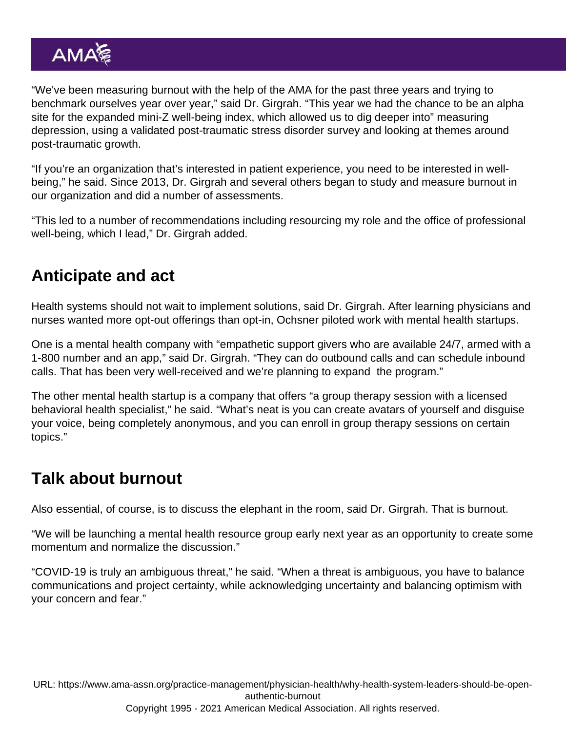"We've been measuring burnout with the help of the AMA for the past three years and trying to benchmark ourselves year over year," said Dr. Girgrah. "This year we had the chance to be an alpha site for the expanded mini-Z well-being index, which allowed us to dig deeper into" measuring depression, using a validated post-traumatic stress disorder survey and looking at themes around post-traumatic growth.

"If you're an organization that's interested in patient experience, you need to be interested in well-being," he said. Since 2013, Dr. Girgrah and several others began to study and measure burnout in our organization and did a number of assessments.

"This led to a number of recommendations including resourcing my role and the office of professional well-being, which I lead," Dr. Girgrah added.

## Anticipate and act

Health systems should not wait to implement solutions, said Dr. Girgrah. After learning physicians and nurses wanted more opt-out offerings than opt-in, Ochsner piloted work with mental health startups.

One is a mental health company with "empathetic support givers who are available 24/7, armed with a 1-800 number and an app," said Dr. Girgrah. "They can do outbound calls and can schedule inbound calls. That has been very well-received and we're planning to expand the program."

The other mental health startup is a company that offers "a group therapy session with a licensed behavioral health specialist," he said. "What's neat is you can create avatars of yourself and disguise your voice, being completely anonymous, and you can enroll in group therapy sessions on certain topics."

## Talk about burnout

Also essential, of course, is to discuss the elephant in the room, said Dr. Girgrah. That is burnout.

"We will be launching a mental health resource group early next year as an opportunity to create some momentum and normalize the discussion."

"COVID-19 is truly an ambiguous threat," he said. "When a threat is ambiguous, you have to balance communications and project certainty, while acknowledging uncertainty and balancing optimism with your concern and fear."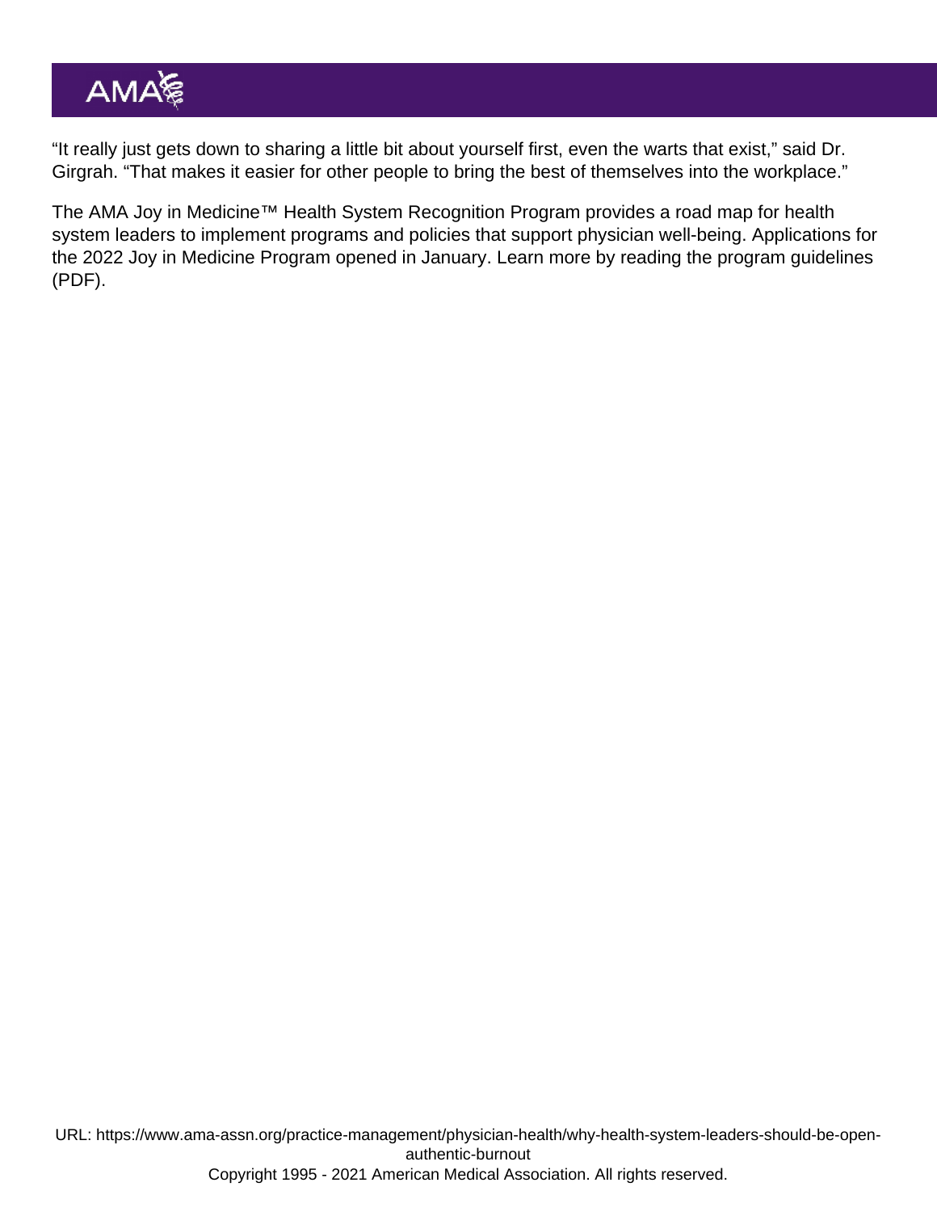"It really just gets down to sharing a little bit about yourself first, even the warts that exist," said Dr. Girgrah. "That makes it easier for other people to bring the best of themselves into the workplace."

The AMA Joy in Medicine™ Health System Recognition Program provides a road map for health system leaders to implement programs and policies that support physician well-being. Applications for the 2022 Joy in Medicine Program opened in January. Learn more by reading the program guidelines (PDF).